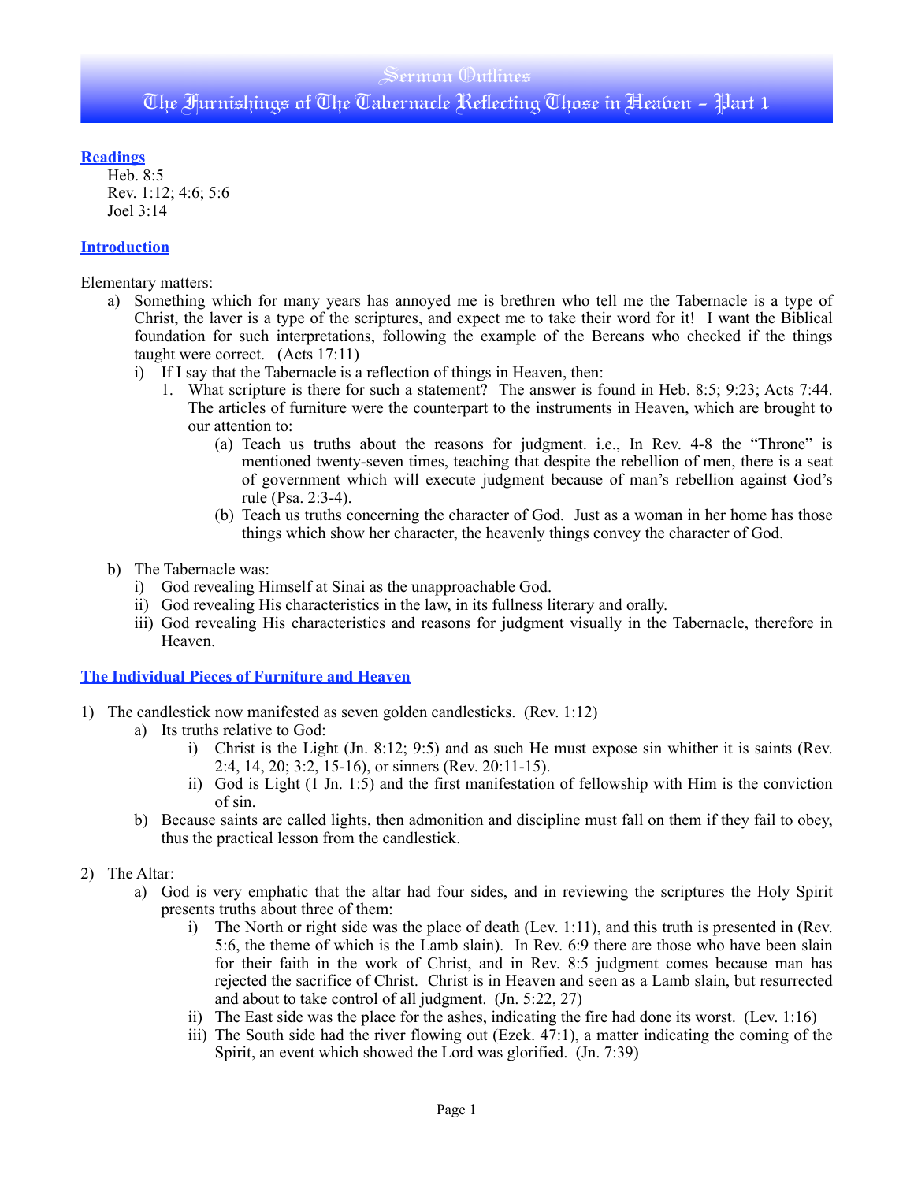# Sermon Outlines
# The Furnishings of The Tabernacle Reflecting Those in Heaven – Part 1

## Readings

Heb. 8:5
Rev. 1:12; 4:6; 5:6
Joel 3:14

## Introduction

Elementary matters:

- a) Something which for many years has annoyed me is brethren who tell me the Tabernacle is a type of Christ, the laver is a type of the scriptures, and expect me to take their word for it! I want the Biblical foundation for such interpretations, following the example of the Bereans who checked if the things taught were correct. (Acts 17:11)
    - i) If I say that the Tabernacle is a reflection of things in Heaven, then:
        1. What scripture is there for such a statement? The answer is found in Heb. 8:5; 9:23; Acts 7:44. The articles of furniture were the counterpart to the instruments in Heaven, which are brought to our attention to:
            - (a) Teach us truths about the reasons for judgment. i.e., In Rev. 4-8 the "Throne" is mentioned twenty-seven times, teaching that despite the rebellion of men, there is a seat of government which will execute judgment because of man's rebellion against God's rule (Psa. 2:3-4).
            - (b) Teach us truths concerning the character of God. Just as a woman in her home has those things which show her character, the heavenly things convey the character of God.
- b) The Tabernacle was:
    - i) God revealing Himself at Sinai as the unapproachable God.
    - ii) God revealing His characteristics in the law, in its fullness literary and orally.
    - iii) God revealing His characteristics and reasons for judgment visually in the Tabernacle, therefore in Heaven.

## The Individual Pieces of Furniture and Heaven

1) The candlestick now manifested as seven golden candlesticks. (Rev. 1:12)
    - a) Its truths relative to God:
        - i) Christ is the Light (Jn. 8:12; 9:5) and as such He must expose sin whither it is saints (Rev. 2:4, 14, 20; 3:2, 15-16), or sinners (Rev. 20:11-15).
        - ii) God is Light (1 Jn. 1:5) and the first manifestation of fellowship with Him is the conviction of sin.
    - b) Because saints are called lights, then admonition and discipline must fall on them if they fail to obey, thus the practical lesson from the candlestick.

2) The Altar:
    - a) God is very emphatic that the altar had four sides, and in reviewing the scriptures the Holy Spirit presents truths about three of them:
        - i) The North or right side was the place of death (Lev. 1:11), and this truth is presented in (Rev. 5:6, the theme of which is the Lamb slain). In Rev. 6:9 there are those who have been slain for their faith in the work of Christ, and in Rev. 8:5 judgment comes because man has rejected the sacrifice of Christ. Christ is in Heaven and seen as a Lamb slain, but resurrected and about to take control of all judgment. (Jn. 5:22, 27)
        - ii) The East side was the place for the ashes, indicating the fire had done its worst. (Lev. 1:16)
        - iii) The South side had the river flowing out (Ezek. 47:1), a matter indicating the coming of the Spirit, an event which showed the Lord was glorified. (Jn. 7:39)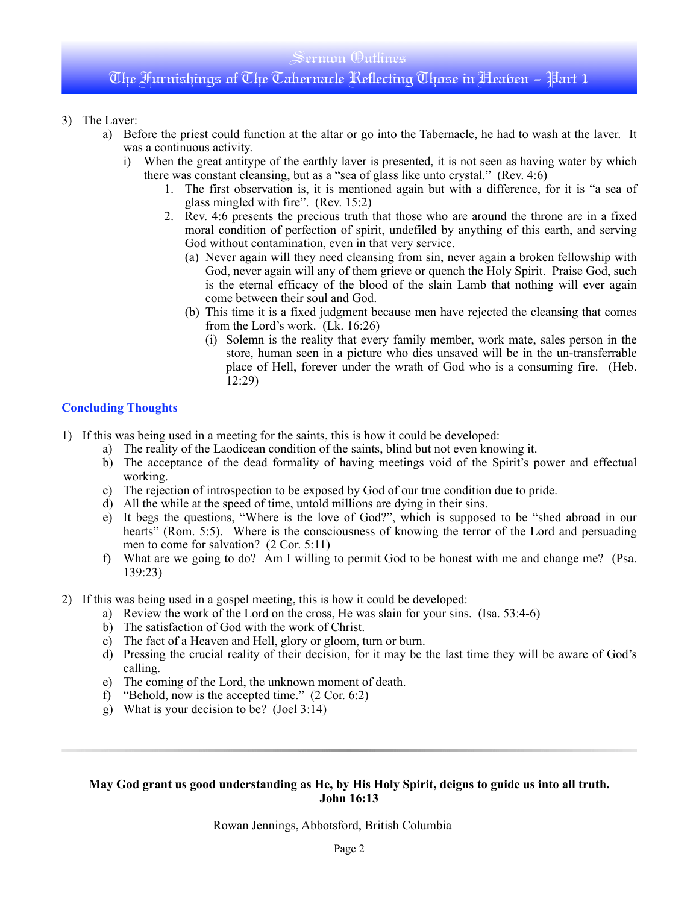3) The Laver:
   a) Before the priest could function at the altar or go into the Tabernacle, he had to wash at the laver. It was a continuous activity.
      i) When the great antitype of the earthly laver is presented, it is not seen as having water by which there was constant cleansing, but as a "sea of glass like unto crystal." (Rev. 4:6)
         1. The first observation is, it is mentioned again but with a difference, for it is "a sea of glass mingled with fire". (Rev. 15:2)
         2. Rev. 4:6 presents the precious truth that those who are around the throne are in a fixed moral condition of perfection of spirit, undefiled by anything of this earth, and serving God without contamination, even in that very service.
            (a) Never again will they need cleansing from sin, never again a broken fellowship with God, never again will any of them grieve or quench the Holy Spirit. Praise God, such is the eternal efficacy of the blood of the slain Lamb that nothing will ever again come between their soul and God.
            (b) This time it is a fixed judgment because men have rejected the cleansing that comes from the Lord's work. (Lk. 16:26)
               (i) Solemn is the reality that every family member, work mate, sales person in the store, human seen in a picture who dies unsaved will be in the un-transferrable place of Hell, forever under the wrath of God who is a consuming fire. (Heb. 12:29)

## Concluding Thoughts

1) If this was being used in a meeting for the saints, this is how it could be developed:
   a) The reality of the Laodicean condition of the saints, blind but not even knowing it.
   b) The acceptance of the dead formality of having meetings void of the Spirit's power and effectual working.
   c) The rejection of introspection to be exposed by God of our true condition due to pride.
   d) All the while at the speed of time, untold millions are dying in their sins.
   e) It begs the questions, "Where is the love of God?", which is supposed to be "shed abroad in our hearts" (Rom. 5:5). Where is the consciousness of knowing the terror of the Lord and persuading men to come for salvation? (2 Cor. 5:11)
   f) What are we going to do? Am I willing to permit God to be honest with me and change me? (Psa. 139:23)

2) If this was being used in a gospel meeting, this is how it could be developed:
   a) Review the work of the Lord on the cross, He was slain for your sins. (Isa. 53:4-6)
   b) The satisfaction of God with the work of Christ.
   c) The fact of a Heaven and Hell, glory or gloom, turn or burn.
   d) Pressing the crucial reality of their decision, for it may be the last time they will be aware of God's calling.
   e) The coming of the Lord, the unknown moment of death.
   f) "Behold, now is the accepted time." (2 Cor. 6:2)
   g) What is your decision to be? (Joel 3:14)

---

**May God grant us good understanding as He, by His Holy Spirit, deigns to guide us into all truth.
John 16:13**

Rowan Jennings, Abbotsford, British Columbia